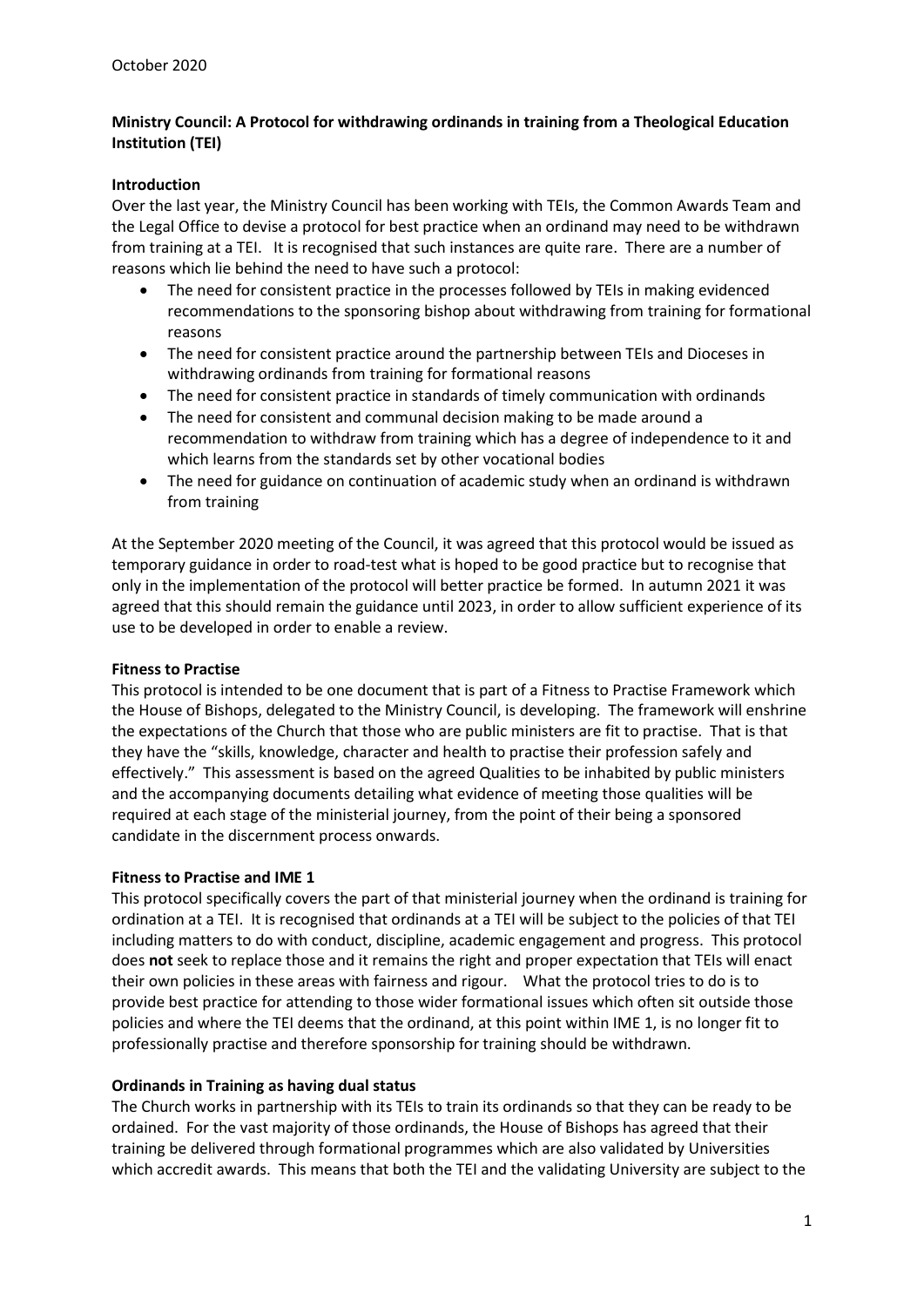October 2020

**Ministry Council: A Protocol for withdrawing ordinands in training from a Theological Education Institution (TEI)**

## Introduction

Over the last year, the Ministry Council has been working with TEIs, the Common Awards Team and the Legal Office to devise a protocol for best practice when an ordinand may need to be withdrawn from training at a TEI. It is recognised that such instances are quite rare. There are a number of reasons which lie behind the need to have such a protocol:

- The need for consistent practice in the processes followed by TEIs in making evidenced recommendations to the sponsoring bishop about withdrawing from training for formational reasons
- The need for consistent practice around the partnership between TEIs and Dioceses in withdrawing ordinands from training for formational reasons
- The need for consistent practice in standards of timely communication with ordinands
- The need for consistent and communal decision making to be made around a recommendation to withdraw from training which has a degree of independence to it and which learns from the standards set by other vocational bodies
- The need for guidance on continuation of academic study when an ordinand is withdrawn from training

At the September 2020 meeting of the Council, it was agreed that this protocol would be issued as temporary guidance in order to road-test what is hoped to be good practice but to recognise that only in the implementation of the protocol will better practice be formed. In autumn 2021 it was agreed that this should remain the guidance until 2023, in order to allow sufficient experience of its use to be developed in order to enable a review.

## Fitness to Practise

This protocol is intended to be one document that is part of a Fitness to Practise Framework which the House of Bishops, delegated to the Ministry Council, is developing. The framework will enshrine the expectations of the Church that those who are public ministers are fit to practise. That is that they have the "skills, knowledge, character and health to practise their profession safely and effectively." This assessment is based on the agreed Qualities to be inhabited by public ministers and the accompanying documents detailing what evidence of meeting those qualities will be required at each stage of the ministerial journey, from the point of their being a sponsored candidate in the discernment process onwards.

## Fitness to Practise and IME 1

This protocol specifically covers the part of that ministerial journey when the ordinand is training for ordination at a TEI. It is recognised that ordinands at a TEI will be subject to the policies of that TEI including matters to do with conduct, discipline, academic engagement and progress. This protocol does **not** seek to replace those and it remains the right and proper expectation that TEIs will enact their own policies in these areas with fairness and rigour. What the protocol tries to do is to provide best practice for attending to those wider formational issues which often sit outside those policies and where the TEI deems that the ordinand, at this point within IME 1, is no longer fit to professionally practise and therefore sponsorship for training should be withdrawn.

## Ordinands in Training as having dual status

The Church works in partnership with its TEIs to train its ordinands so that they can be ready to be ordained. For the vast majority of those ordinands, the House of Bishops has agreed that their training be delivered through formational programmes which are also validated by Universities which accredit awards. This means that both the TEI and the validating University are subject to the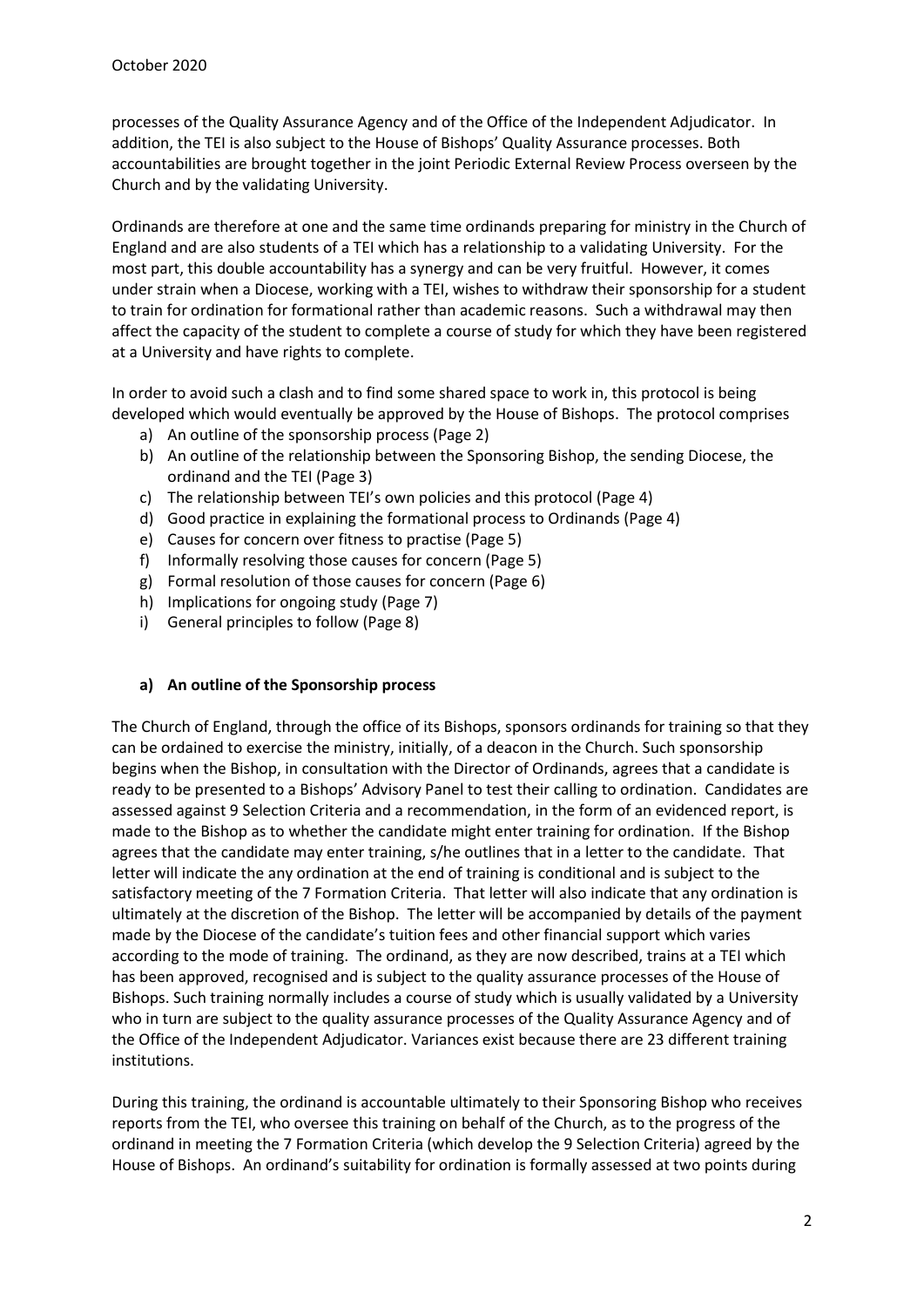processes of the Quality Assurance Agency and of the Office of the Independent Adjudicator. In addition, the TEI is also subject to the House of Bishops' Quality Assurance processes. Both accountabilities are brought together in the joint Periodic External Review Process overseen by the Church and by the validating University.

Ordinands are therefore at one and the same time ordinands preparing for ministry in the Church of England and are also students of a TEI which has a relationship to a validating University. For the most part, this double accountability has a synergy and can be very fruitful. However, it comes under strain when a Diocese, working with a TEI, wishes to withdraw their sponsorship for a student to train for ordination for formational rather than academic reasons. Such a withdrawal may then affect the capacity of the student to complete a course of study for which they have been registered at a University and have rights to complete.

In order to avoid such a clash and to find some shared space to work in, this protocol is being developed which would eventually be approved by the House of Bishops. The protocol comprises

a) An outline of the sponsorship process (Page 2)
b) An outline of the relationship between the Sponsoring Bishop, the sending Diocese, the ordinand and the TEI (Page 3)
c) The relationship between TEI's own policies and this protocol (Page 4)
d) Good practice in explaining the formational process to Ordinands (Page 4)
e) Causes for concern over fitness to practise (Page 5)
f) Informally resolving those causes for concern (Page 5)
g) Formal resolution of those causes for concern (Page 6)
h) Implications for ongoing study (Page 7)
i) General principles to follow (Page 8)

### a) An outline of the Sponsorship process

The Church of England, through the office of its Bishops, sponsors ordinands for training so that they can be ordained to exercise the ministry, initially, of a deacon in the Church. Such sponsorship begins when the Bishop, in consultation with the Director of Ordinands, agrees that a candidate is ready to be presented to a Bishops' Advisory Panel to test their calling to ordination. Candidates are assessed against 9 Selection Criteria and a recommendation, in the form of an evidenced report, is made to the Bishop as to whether the candidate might enter training for ordination. If the Bishop agrees that the candidate may enter training, s/he outlines that in a letter to the candidate. That letter will indicate the any ordination at the end of training is conditional and is subject to the satisfactory meeting of the 7 Formation Criteria. That letter will also indicate that any ordination is ultimately at the discretion of the Bishop. The letter will be accompanied by details of the payment made by the Diocese of the candidate's tuition fees and other financial support which varies according to the mode of training. The ordinand, as they are now described, trains at a TEI which has been approved, recognised and is subject to the quality assurance processes of the House of Bishops. Such training normally includes a course of study which is usually validated by a University who in turn are subject to the quality assurance processes of the Quality Assurance Agency and of the Office of the Independent Adjudicator. Variances exist because there are 23 different training institutions.

During this training, the ordinand is accountable ultimately to their Sponsoring Bishop who receives reports from the TEI, who oversee this training on behalf of the Church, as to the progress of the ordinand in meeting the 7 Formation Criteria (which develop the 9 Selection Criteria) agreed by the House of Bishops. An ordinand's suitability for ordination is formally assessed at two points during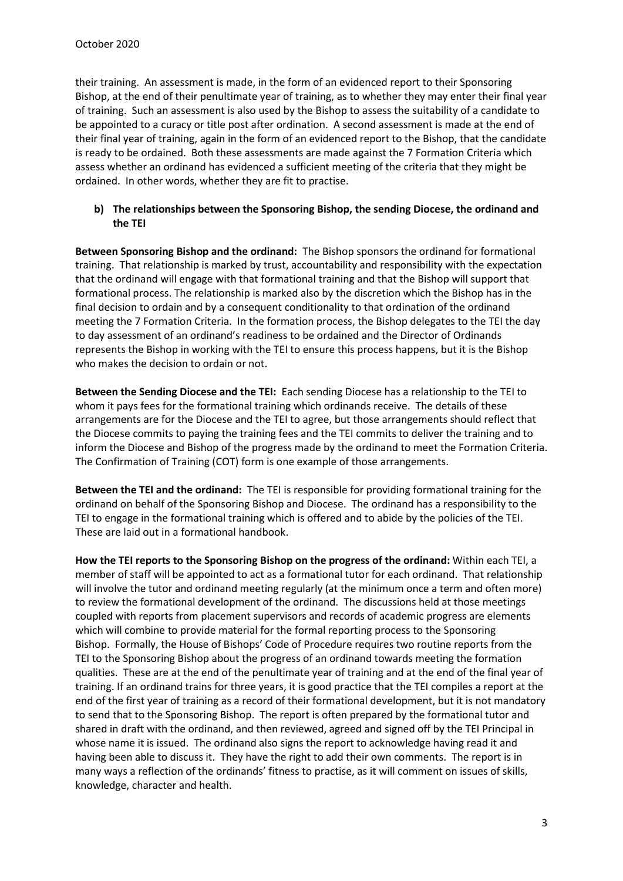their training. An assessment is made, in the form of an evidenced report to their Sponsoring Bishop, at the end of their penultimate year of training, as to whether they may enter their final year of training. Such an assessment is also used by the Bishop to assess the suitability of a candidate to be appointed to a curacy or title post after ordination. A second assessment is made at the end of their final year of training, again in the form of an evidenced report to the Bishop, that the candidate is ready to be ordained. Both these assessments are made against the 7 Formation Criteria which assess whether an ordinand has evidenced a sufficient meeting of the criteria that they might be ordained. In other words, whether they are fit to practise.

**b) The relationships between the Sponsoring Bishop, the sending Diocese, the ordinand and the TEI**

**Between Sponsoring Bishop and the ordinand:** The Bishop sponsors the ordinand for formational training. That relationship is marked by trust, accountability and responsibility with the expectation that the ordinand will engage with that formational training and that the Bishop will support that formational process. The relationship is marked also by the discretion which the Bishop has in the final decision to ordain and by a consequent conditionality to that ordination of the ordinand meeting the 7 Formation Criteria. In the formation process, the Bishop delegates to the TEI the day to day assessment of an ordinand's readiness to be ordained and the Director of Ordinands represents the Bishop in working with the TEI to ensure this process happens, but it is the Bishop who makes the decision to ordain or not.

**Between the Sending Diocese and the TEI:** Each sending Diocese has a relationship to the TEI to whom it pays fees for the formational training which ordinands receive. The details of these arrangements are for the Diocese and the TEI to agree, but those arrangements should reflect that the Diocese commits to paying the training fees and the TEI commits to deliver the training and to inform the Diocese and Bishop of the progress made by the ordinand to meet the Formation Criteria. The Confirmation of Training (COT) form is one example of those arrangements.

**Between the TEI and the ordinand:** The TEI is responsible for providing formational training for the ordinand on behalf of the Sponsoring Bishop and Diocese. The ordinand has a responsibility to the TEI to engage in the formational training which is offered and to abide by the policies of the TEI. These are laid out in a formational handbook.

**How the TEI reports to the Sponsoring Bishop on the progress of the ordinand:** Within each TEI, a member of staff will be appointed to act as a formational tutor for each ordinand. That relationship will involve the tutor and ordinand meeting regularly (at the minimum once a term and often more) to review the formational development of the ordinand. The discussions held at those meetings coupled with reports from placement supervisors and records of academic progress are elements which will combine to provide material for the formal reporting process to the Sponsoring Bishop. Formally, the House of Bishops' Code of Procedure requires two routine reports from the TEI to the Sponsoring Bishop about the progress of an ordinand towards meeting the formation qualities. These are at the end of the penultimate year of training and at the end of the final year of training. If an ordinand trains for three years, it is good practice that the TEI compiles a report at the end of the first year of training as a record of their formational development, but it is not mandatory to send that to the Sponsoring Bishop. The report is often prepared by the formational tutor and shared in draft with the ordinand, and then reviewed, agreed and signed off by the TEI Principal in whose name it is issued. The ordinand also signs the report to acknowledge having read it and having been able to discuss it. They have the right to add their own comments. The report is in many ways a reflection of the ordinands' fitness to practise, as it will comment on issues of skills, knowledge, character and health.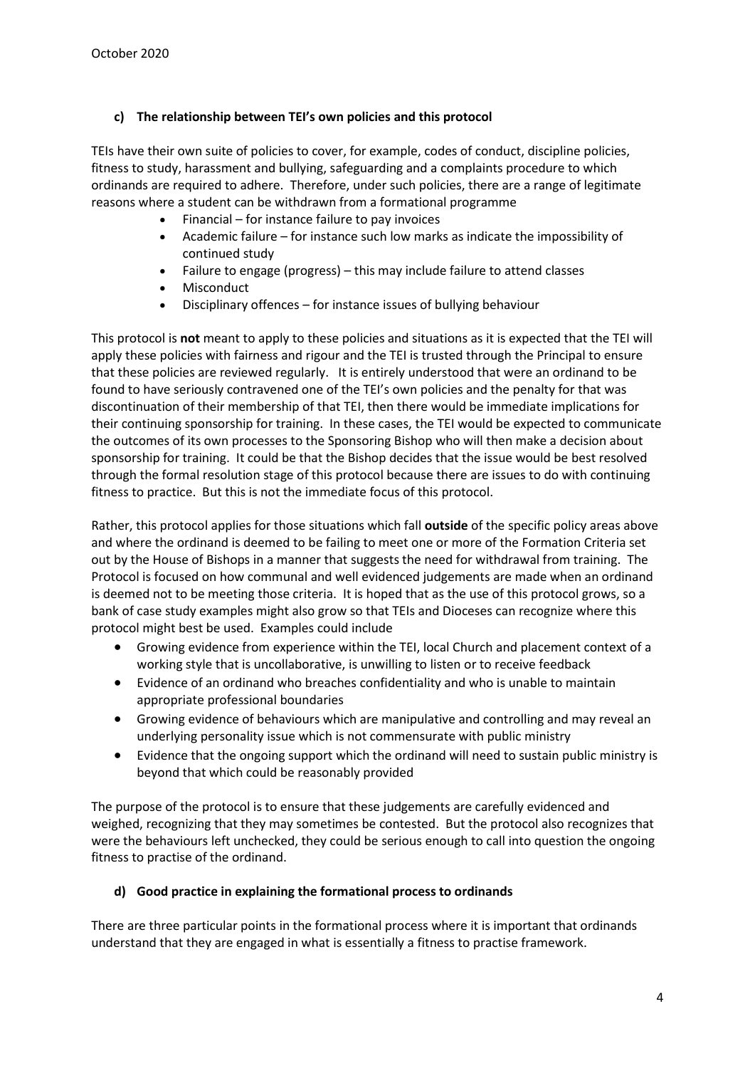### c) The relationship between TEI's own policies and this protocol

TEIs have their own suite of policies to cover, for example, codes of conduct, discipline policies, fitness to study, harassment and bullying, safeguarding and a complaints procedure to which ordinands are required to adhere. Therefore, under such policies, there are a range of legitimate reasons where a student can be withdrawn from a formational programme

- Financial – for instance failure to pay invoices
- Academic failure – for instance such low marks as indicate the impossibility of continued study
- Failure to engage (progress) – this may include failure to attend classes
- Misconduct
- Disciplinary offences – for instance issues of bullying behaviour

This protocol is **not** meant to apply to these policies and situations as it is expected that the TEI will apply these policies with fairness and rigour and the TEI is trusted through the Principal to ensure that these policies are reviewed regularly. It is entirely understood that were an ordinand to be found to have seriously contravened one of the TEI's own policies and the penalty for that was discontinuation of their membership of that TEI, then there would be immediate implications for their continuing sponsorship for training. In these cases, the TEI would be expected to communicate the outcomes of its own processes to the Sponsoring Bishop who will then make a decision about sponsorship for training. It could be that the Bishop decides that the issue would be best resolved through the formal resolution stage of this protocol because there are issues to do with continuing fitness to practice. But this is not the immediate focus of this protocol.

Rather, this protocol applies for those situations which fall **outside** of the specific policy areas above and where the ordinand is deemed to be failing to meet one or more of the Formation Criteria set out by the House of Bishops in a manner that suggests the need for withdrawal from training. The Protocol is focused on how communal and well evidenced judgements are made when an ordinand is deemed not to be meeting those criteria. It is hoped that as the use of this protocol grows, so a bank of case study examples might also grow so that TEIs and Dioceses can recognize where this protocol might best be used. Examples could include

- Growing evidence from experience within the TEI, local Church and placement context of a working style that is uncollaborative, is unwilling to listen or to receive feedback
- Evidence of an ordinand who breaches confidentiality and who is unable to maintain appropriate professional boundaries
- Growing evidence of behaviours which are manipulative and controlling and may reveal an underlying personality issue which is not commensurate with public ministry
- Evidence that the ongoing support which the ordinand will need to sustain public ministry is beyond that which could be reasonably provided

The purpose of the protocol is to ensure that these judgements are carefully evidenced and weighed, recognizing that they may sometimes be contested. But the protocol also recognizes that were the behaviours left unchecked, they could be serious enough to call into question the ongoing fitness to practise of the ordinand.

### d) Good practice in explaining the formational process to ordinands

There are three particular points in the formational process where it is important that ordinands understand that they are engaged in what is essentially a fitness to practise framework.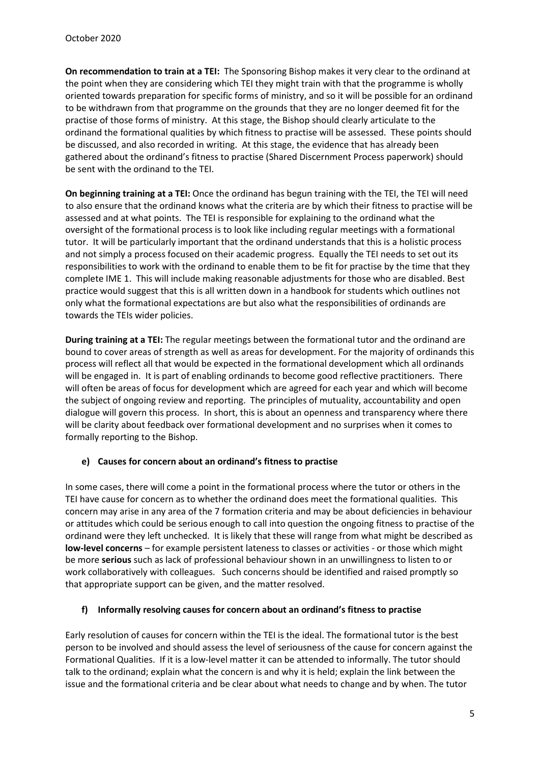**On recommendation to train at a TEI:** The Sponsoring Bishop makes it very clear to the ordinand at the point when they are considering which TEI they might train with that the programme is wholly oriented towards preparation for specific forms of ministry, and so it will be possible for an ordinand to be withdrawn from that programme on the grounds that they are no longer deemed fit for the practise of those forms of ministry. At this stage, the Bishop should clearly articulate to the ordinand the formational qualities by which fitness to practise will be assessed. These points should be discussed, and also recorded in writing. At this stage, the evidence that has already been gathered about the ordinand's fitness to practise (Shared Discernment Process paperwork) should be sent with the ordinand to the TEI.

**On beginning training at a TEI:** Once the ordinand has begun training with the TEI, the TEI will need to also ensure that the ordinand knows what the criteria are by which their fitness to practise will be assessed and at what points. The TEI is responsible for explaining to the ordinand what the oversight of the formational process is to look like including regular meetings with a formational tutor. It will be particularly important that the ordinand understands that this is a holistic process and not simply a process focused on their academic progress. Equally the TEI needs to set out its responsibilities to work with the ordinand to enable them to be fit for practise by the time that they complete IME 1. This will include making reasonable adjustments for those who are disabled. Best practice would suggest that this is all written down in a handbook for students which outlines not only what the formational expectations are but also what the responsibilities of ordinands are towards the TEIs wider policies.

**During training at a TEI:** The regular meetings between the formational tutor and the ordinand are bound to cover areas of strength as well as areas for development. For the majority of ordinands this process will reflect all that would be expected in the formational development which all ordinands will be engaged in. It is part of enabling ordinands to become good reflective practitioners. There will often be areas of focus for development which are agreed for each year and which will become the subject of ongoing review and reporting. The principles of mutuality, accountability and open dialogue will govern this process. In short, this is about an openness and transparency where there will be clarity about feedback over formational development and no surprises when it comes to formally reporting to the Bishop.

### e) Causes for concern about an ordinand's fitness to practise

In some cases, there will come a point in the formational process where the tutor or others in the TEI have cause for concern as to whether the ordinand does meet the formational qualities. This concern may arise in any area of the 7 formation criteria and may be about deficiencies in behaviour or attitudes which could be serious enough to call into question the ongoing fitness to practise of the ordinand were they left unchecked. It is likely that these will range from what might be described as **low-level concerns** – for example persistent lateness to classes or activities - or those which might be more **serious** such as lack of professional behaviour shown in an unwillingness to listen to or work collaboratively with colleagues. Such concerns should be identified and raised promptly so that appropriate support can be given, and the matter resolved.

### f) Informally resolving causes for concern about an ordinand's fitness to practise

Early resolution of causes for concern within the TEI is the ideal. The formational tutor is the best person to be involved and should assess the level of seriousness of the cause for concern against the Formational Qualities. If it is a low-level matter it can be attended to informally. The tutor should talk to the ordinand; explain what the concern is and why it is held; explain the link between the issue and the formational criteria and be clear about what needs to change and by when. The tutor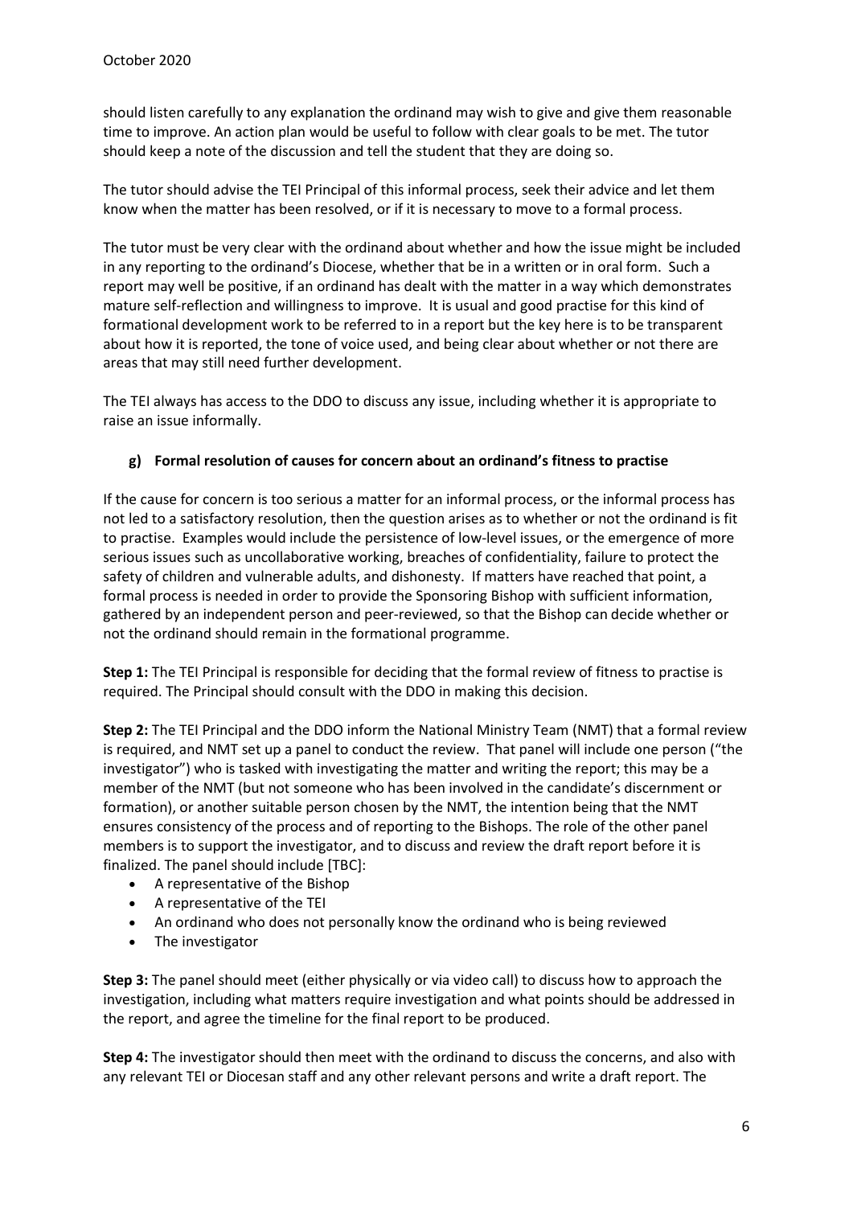should listen carefully to any explanation the ordinand may wish to give and give them reasonable time to improve. An action plan would be useful to follow with clear goals to be met. The tutor should keep a note of the discussion and tell the student that they are doing so.

The tutor should advise the TEI Principal of this informal process, seek their advice and let them know when the matter has been resolved, or if it is necessary to move to a formal process.

The tutor must be very clear with the ordinand about whether and how the issue might be included in any reporting to the ordinand's Diocese, whether that be in a written or in oral form. Such a report may well be positive, if an ordinand has dealt with the matter in a way which demonstrates mature self-reflection and willingness to improve. It is usual and good practise for this kind of formational development work to be referred to in a report but the key here is to be transparent about how it is reported, the tone of voice used, and being clear about whether or not there are areas that may still need further development.

The TEI always has access to the DDO to discuss any issue, including whether it is appropriate to raise an issue informally.

### g) Formal resolution of causes for concern about an ordinand's fitness to practise

If the cause for concern is too serious a matter for an informal process, or the informal process has not led to a satisfactory resolution, then the question arises as to whether or not the ordinand is fit to practise. Examples would include the persistence of low-level issues, or the emergence of more serious issues such as uncollaborative working, breaches of confidentiality, failure to protect the safety of children and vulnerable adults, and dishonesty. If matters have reached that point, a formal process is needed in order to provide the Sponsoring Bishop with sufficient information, gathered by an independent person and peer-reviewed, so that the Bishop can decide whether or not the ordinand should remain in the formational programme.

**Step 1:** The TEI Principal is responsible for deciding that the formal review of fitness to practise is required. The Principal should consult with the DDO in making this decision.

**Step 2:** The TEI Principal and the DDO inform the National Ministry Team (NMT) that a formal review is required, and NMT set up a panel to conduct the review. That panel will include one person ("the investigator") who is tasked with investigating the matter and writing the report; this may be a member of the NMT (but not someone who has been involved in the candidate's discernment or formation), or another suitable person chosen by the NMT, the intention being that the NMT ensures consistency of the process and of reporting to the Bishops. The role of the other panel members is to support the investigator, and to discuss and review the draft report before it is finalized. The panel should include [TBC]:

- A representative of the Bishop
- A representative of the TEI
- An ordinand who does not personally know the ordinand who is being reviewed
- The investigator

**Step 3:** The panel should meet (either physically or via video call) to discuss how to approach the investigation, including what matters require investigation and what points should be addressed in the report, and agree the timeline for the final report to be produced.

**Step 4:** The investigator should then meet with the ordinand to discuss the concerns, and also with any relevant TEI or Diocesan staff and any other relevant persons and write a draft report. The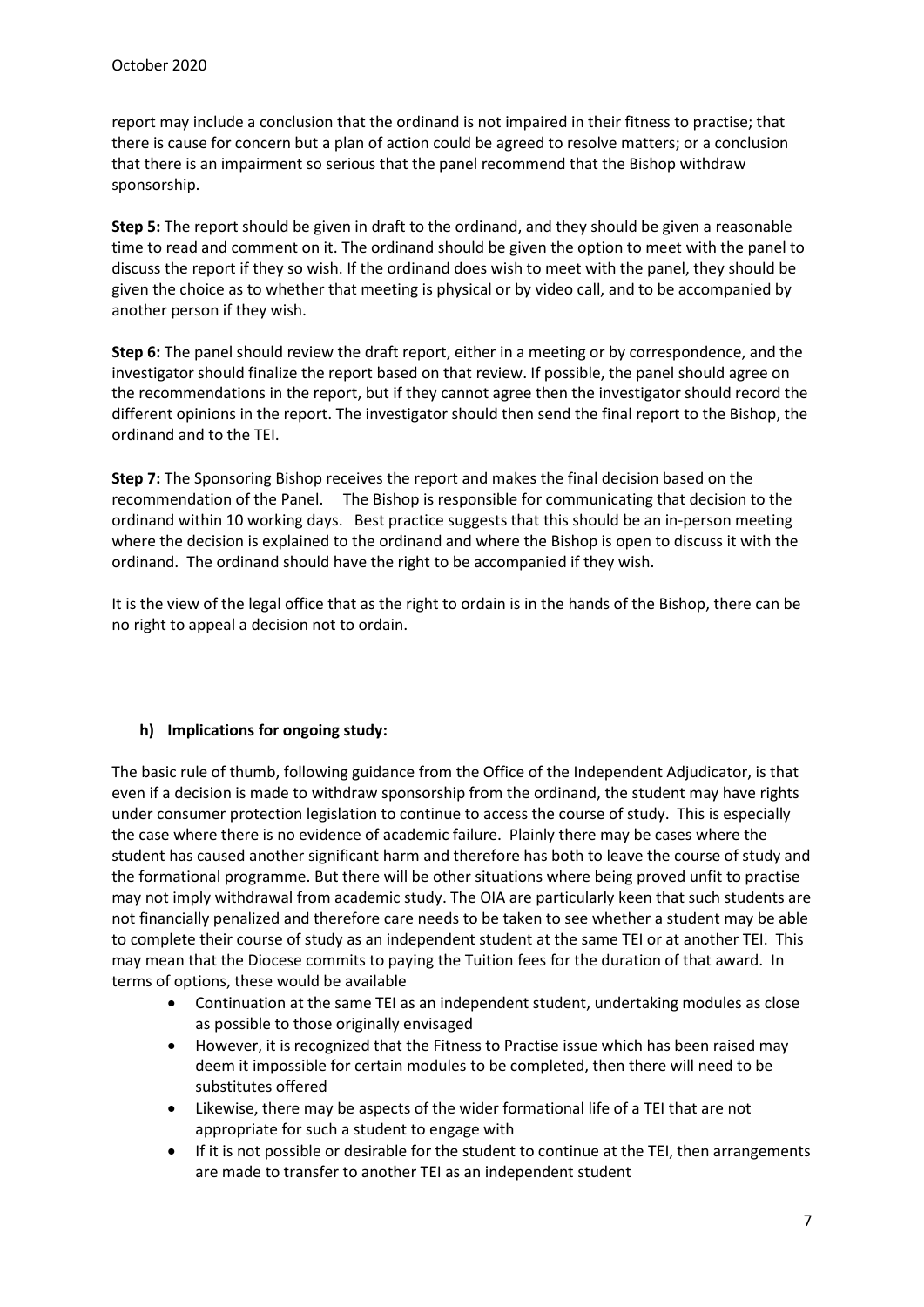report may include a conclusion that the ordinand is not impaired in their fitness to practise; that there is cause for concern but a plan of action could be agreed to resolve matters; or a conclusion that there is an impairment so serious that the panel recommend that the Bishop withdraw sponsorship.

**Step 5:** The report should be given in draft to the ordinand, and they should be given a reasonable time to read and comment on it. The ordinand should be given the option to meet with the panel to discuss the report if they so wish. If the ordinand does wish to meet with the panel, they should be given the choice as to whether that meeting is physical or by video call, and to be accompanied by another person if they wish.

**Step 6:** The panel should review the draft report, either in a meeting or by correspondence, and the investigator should finalize the report based on that review. If possible, the panel should agree on the recommendations in the report, but if they cannot agree then the investigator should record the different opinions in the report. The investigator should then send the final report to the Bishop, the ordinand and to the TEI.

**Step 7:** The Sponsoring Bishop receives the report and makes the final decision based on the recommendation of the Panel. The Bishop is responsible for communicating that decision to the ordinand within 10 working days. Best practice suggests that this should be an in-person meeting where the decision is explained to the ordinand and where the Bishop is open to discuss it with the ordinand. The ordinand should have the right to be accompanied if they wish.

It is the view of the legal office that as the right to ordain is in the hands of the Bishop, there can be no right to appeal a decision not to ordain.

### h) Implications for ongoing study:

The basic rule of thumb, following guidance from the Office of the Independent Adjudicator, is that even if a decision is made to withdraw sponsorship from the ordinand, the student may have rights under consumer protection legislation to continue to access the course of study. This is especially the case where there is no evidence of academic failure. Plainly there may be cases where the student has caused another significant harm and therefore has both to leave the course of study and the formational programme. But there will be other situations where being proved unfit to practise may not imply withdrawal from academic study. The OIA are particularly keen that such students are not financially penalized and therefore care needs to be taken to see whether a student may be able to complete their course of study as an independent student at the same TEI or at another TEI. This may mean that the Diocese commits to paying the Tuition fees for the duration of that award. In terms of options, these would be available

- Continuation at the same TEI as an independent student, undertaking modules as close as possible to those originally envisaged
- However, it is recognized that the Fitness to Practise issue which has been raised may deem it impossible for certain modules to be completed, then there will need to be substitutes offered
- Likewise, there may be aspects of the wider formational life of a TEI that are not appropriate for such a student to engage with
- If it is not possible or desirable for the student to continue at the TEI, then arrangements are made to transfer to another TEI as an independent student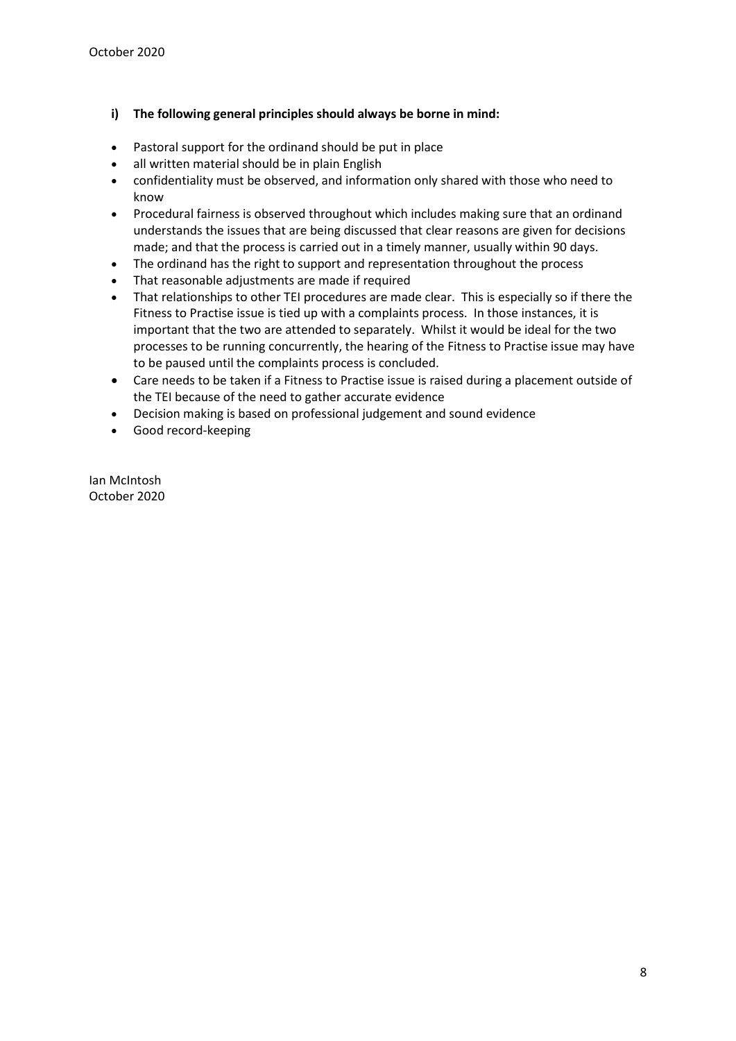**i) The following general principles should always be borne in mind:**

- Pastoral support for the ordinand should be put in place
- all written material should be in plain English
- confidentiality must be observed, and information only shared with those who need to know
- Procedural fairness is observed throughout which includes making sure that an ordinand understands the issues that are being discussed that clear reasons are given for decisions made; and that the process is carried out in a timely manner, usually within 90 days.
- The ordinand has the right to support and representation throughout the process
- That reasonable adjustments are made if required
- That relationships to other TEI procedures are made clear. This is especially so if there the Fitness to Practise issue is tied up with a complaints process. In those instances, it is important that the two are attended to separately. Whilst it would be ideal for the two processes to be running concurrently, the hearing of the Fitness to Practise issue may have to be paused until the complaints process is concluded.
- Care needs to be taken if a Fitness to Practise issue is raised during a placement outside of the TEI because of the need to gather accurate evidence
- Decision making is based on professional judgement and sound evidence
- Good record-keeping

Ian McIntosh
October 2020